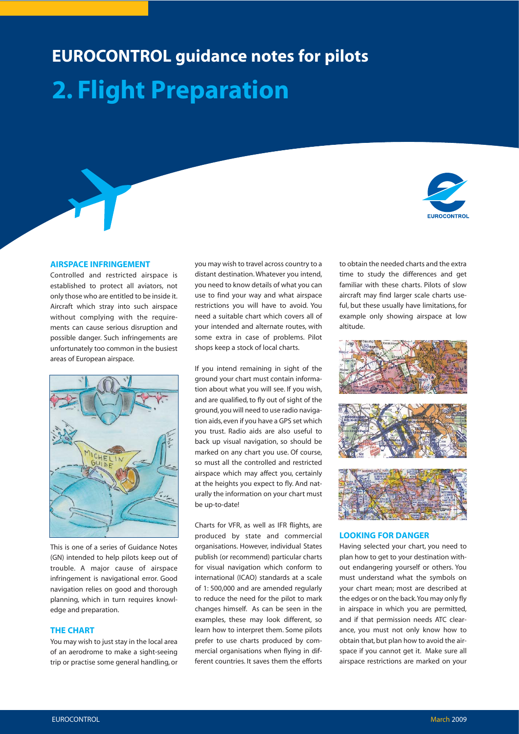# EUROCONTROL guidance notes for pilots

# 2. Flight Preparation

## AIRSPACE INFRINGEMENT

Controlled and restricted airspace is established to protect all aviators, not only those who are entitled to be inside it. Aircraft which stray into such airspace without complying with the requirements can cause serious disruption and possible danger. Such infringements are unfortunately too common in the busiest areas of European airspace.

This is one of a series of Guidance Notes (GN) intended to help pilots keep out of trouble. A major cause of airspace infringement is navigational error. Good navigation relies on good and thorough planning, which in turn requires knowledge and preparation.

## THE CHART

You may wish to just stay in the local area of an aerodrome to make a sight-seeing trip or practise some general handling, or you may wish to travel across country to a distant destination. Whatever you intend, you need to know details of what you can use to find your way and what airspace restrictions you will have to avoid. You need a suitable chart which covers all of your intended and alternate routes, with some extra in case of problems. Pilot shops keep a stock of local charts.

If you intend remaining in sight of the ground your chart must contain information about what you will see. If you wish, and are qualified, to fly out of sight of the ground, you will need to use radio navigation aids, even if you have a GPS set which you trust. Radio aids are also useful to back up visual navigation, so should be marked on any chart you use. Of course, so must all the controlled and restricted airspace which may affect you, certainly at the heights you expect to fly. And naturally the information on your chart must be up-to-date!

Charts for VFR, as well as IFR flights, are produced by state and commercial organisations. However, individual States publish (or recommend) particular charts for visual navigation which conform to international (ICAO) standards at a scale of 1: 500,000 and are amended regularly to reduce the need for the pilot to mark changes himself. As can be seen in the examples, these may look different, so learn how to interpret them. Some pilots prefer to use charts produced by commercial organisations when flying in different countries. It saves them the efforts to obtain the needed charts and the extra time to study the differences and get familiar with these charts. Pilots of slow aircraft may find larger scale charts useful, but these usually have limitations, for example only showing airspace at low altitude.

## LOOKING FOR DANGER

Having selected your chart, you need to plan how to get to your destination without endangering yourself or others. You must understand what the symbols on your chart mean; most are described at the edges or on the back. You may only fly in airspace in which you are permitted, and if that permission needs ATC clearance, you must not only know how to obtain that, but plan how to avoid the airspace if you cannot get it. Make sure all airspace restrictions are marked on your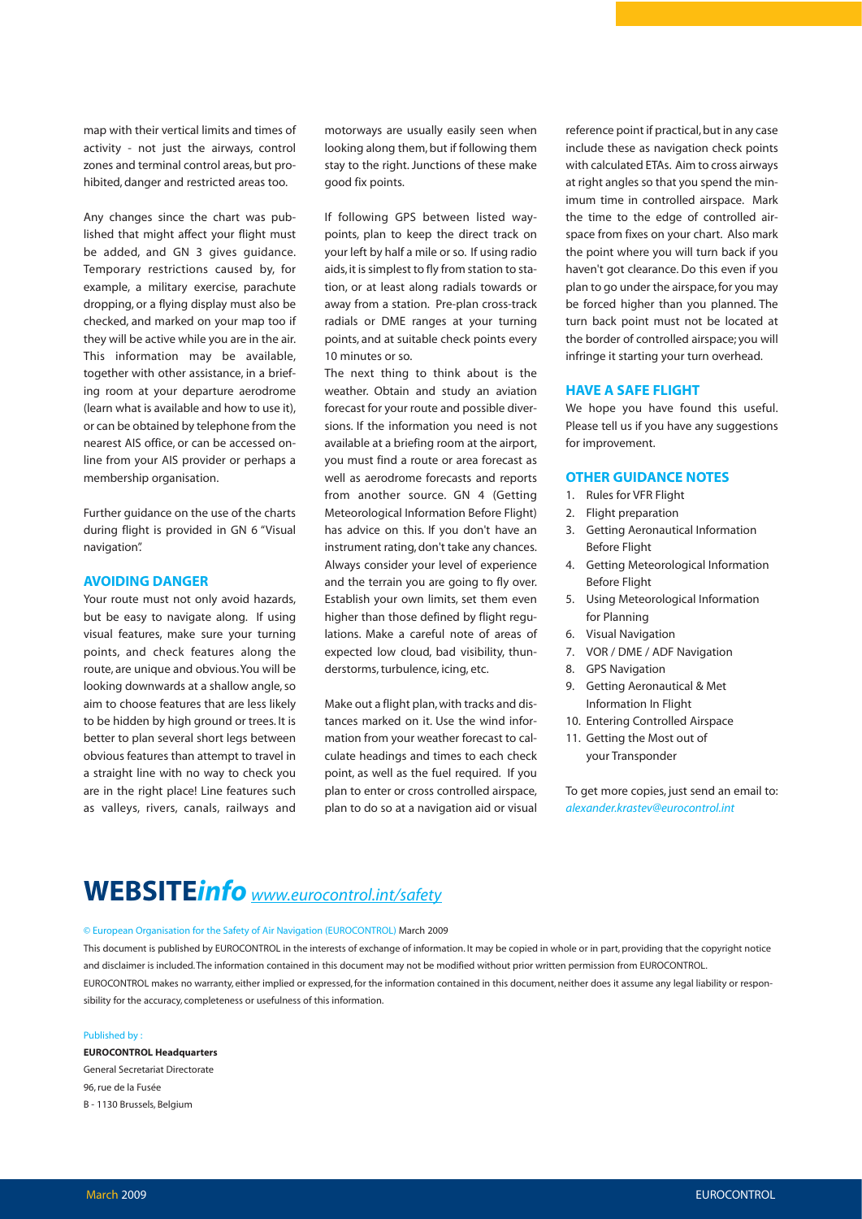map with their vertical limits and times of activity - not just the airways, control zones and terminal control areas, but prohibited, danger and restricted areas too.

Any changes since the chart was published that might affect your flight must be added, and GN 3 gives guidance. Temporary restrictions caused by, for example, a military exercise, parachute dropping, or a flying display must also be checked, and marked on your map too if they will be active while you are in the air. This information may be available, together with other assistance, in a briefing room at your departure aerodrome (learn what is available and how to use it), or can be obtained by telephone from the nearest AIS office, or can be accessed online from your AIS provider or perhaps a membership organisation.

Further guidance on the use of the charts during flight is provided in GN 6 "Visual navigation".

## AVOIDING DANGER

Your route must not only avoid hazards, but be easy to navigate along. If using visual features, make sure your turning points, and check features along the route, are unique and obvious. You will be looking downwards at a shallow angle, so aim to choose features that are less likely to be hidden by high ground or trees. It is better to plan several short legs between obvious features than attempt to travel in a straight line with no way to check you are in the right place! Line features such as valleys, rivers, canals, railways and motorways are usually easily seen when looking along them, but if following them stay to the right. Junctions of these make good fix points.

If following GPS between listed waypoints, plan to keep the direct track on your left by half a mile or so. If using radio aids, it is simplest to fly from station to station, or at least along radials towards or away from a station. Pre-plan cross-track radials or DME ranges at your turning points, and at suitable check points every 10 minutes or so.

The next thing to think about is the weather. Obtain and study an aviation forecast for your route and possible diversions. If the information you need is not available at a briefing room at the airport, you must find a route or area forecast as well as aerodrome forecasts and reports from another source. GN 4 (Getting Meteorological Information Before Flight) has advice on this. If you don't have an instrument rating, don't take any chances. Always consider your level of experience and the terrain you are going to fly over. Establish your own limits, set them even higher than those defined by flight regulations. Make a careful note of areas of expected low cloud, bad visibility, thunderstorms, turbulence, icing, etc.

Make out a flight plan, with tracks and distances marked on it. Use the wind information from your weather forecast to calculate headings and times to each check point, as well as the fuel required. If you plan to enter or cross controlled airspace, plan to do so at a navigation aid or visual reference point if practical, but in any case include these as navigation check points with calculated ETAs. Aim to cross airways at right angles so that you spend the minimum time in controlled airspace. Mark the time to the edge of controlled airspace from fixes on your chart. Also mark the point where you will turn back if you haven't got clearance. Do this even if you plan to go under the airspace, for you may be forced higher than you planned. The turn back point must not be located at the border of controlled airspace; you will infringe it starting your turn overhead.

## HAVE A SAFE FLIGHT

We hope you have found this useful. Please tell us if you have any suggestions for improvement.

## OTHER GUIDANCE NOTES

1. Rules for VFR Flight
2. Flight preparation
3. Getting Aeronautical Information Before Flight
4. Getting Meteorological Information Before Flight
5. Using Meteorological Information for Planning
6. Visual Navigation
7. VOR / DME / ADF Navigation
8. GPS Navigation
9. Getting Aeronautical & Met Information In Flight
10. Entering Controlled Airspace
11. Getting the Most out of your Transponder

To get more copies, just send an email to: *alexander.krastev@eurocontrol.int*

# WEBSITE*info* www.eurocontrol.int/safety

© European Organisation for the Safety of Air Navigation (EUROCONTROL) March 2009

This document is published by EUROCONTROL in the interests of exchange of information. It may be copied in whole or in part, providing that the copyright notice and disclaimer is included. The information contained in this document may not be modified without prior written permission from EUROCONTROL.
EUROCONTROL makes no warranty, either implied or expressed, for the information contained in this document, neither does it assume any legal liability or responsibility for the accuracy, completeness or usefulness of this information.

Published by :
**EUROCONTROL Headquarters**
General Secretariat Directorate
96, rue de la Fusée
B - 1130 Brussels, Belgium